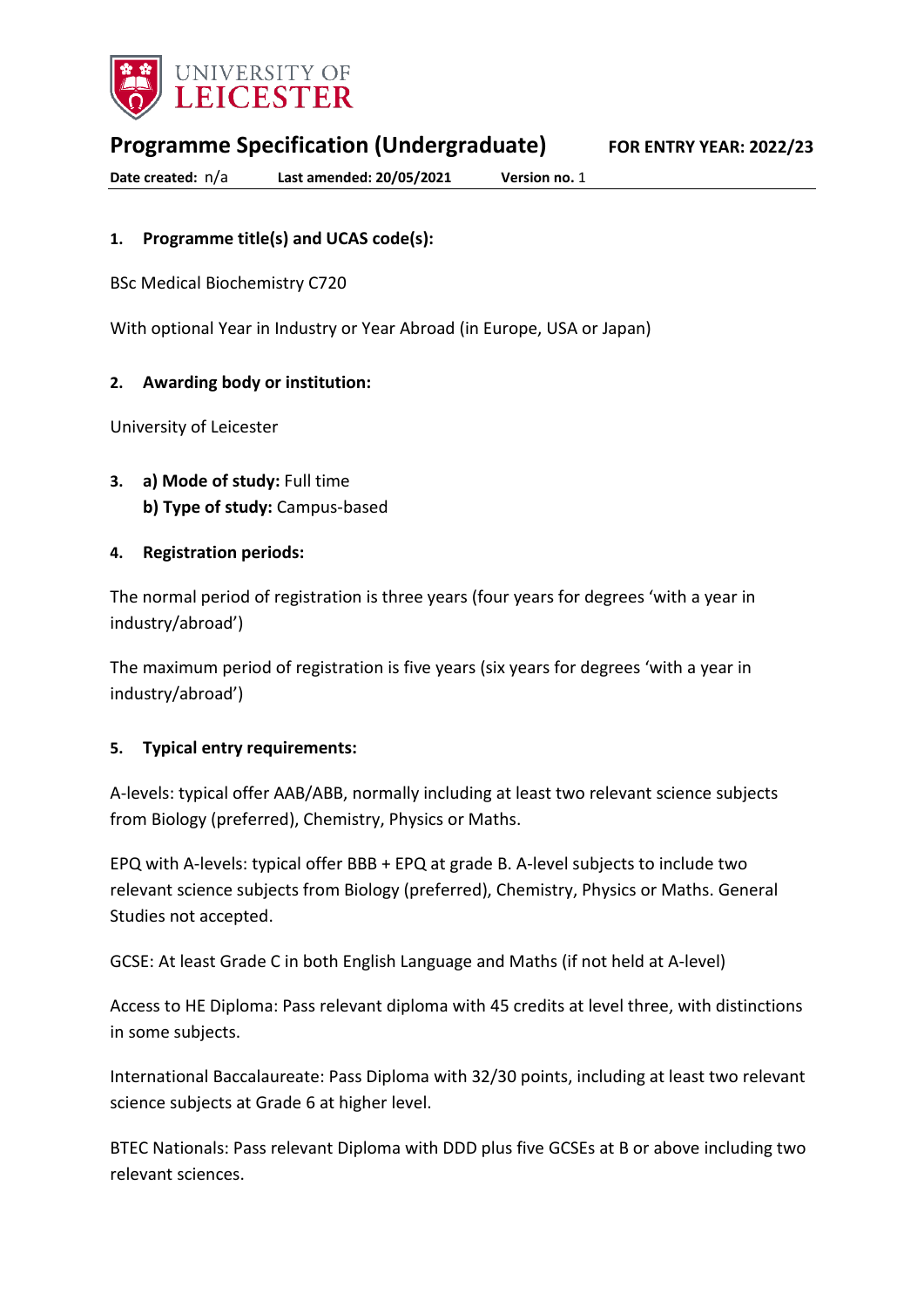University of Leicester

# Programme Specification (Undergraduate)

**FOR ENTRY YEAR: 2022/23**

**Date created:** n/a **Last amended: 20/05/2021** **Version no.** 1

## 1. Programme title(s) and UCAS code(s):

BSc Medical Biochemistry C720

With optional Year in Industry or Year Abroad (in Europe, USA or Japan)

## 2. Awarding body or institution:

University of Leicester

## 3. a) Mode of study: Full time
**b) Type of study:** Campus-based

## 4. Registration periods:

The normal period of registration is three years (four years for degrees 'with a year in industry/abroad')

The maximum period of registration is five years (six years for degrees 'with a year in industry/abroad')

## 5. Typical entry requirements:

A-levels: typical offer AAB/ABB, normally including at least two relevant science subjects from Biology (preferred), Chemistry, Physics or Maths.

EPQ with A-levels: typical offer BBB + EPQ at grade B. A-level subjects to include two relevant science subjects from Biology (preferred), Chemistry, Physics or Maths. General Studies not accepted.

GCSE: At least Grade C in both English Language and Maths (if not held at A-level)

Access to HE Diploma: Pass relevant diploma with 45 credits at level three, with distinctions in some subjects.

International Baccalaureate: Pass Diploma with 32/30 points, including at least two relevant science subjects at Grade 6 at higher level.

BTEC Nationals: Pass relevant Diploma with DDD plus five GCSEs at B or above including two relevant sciences.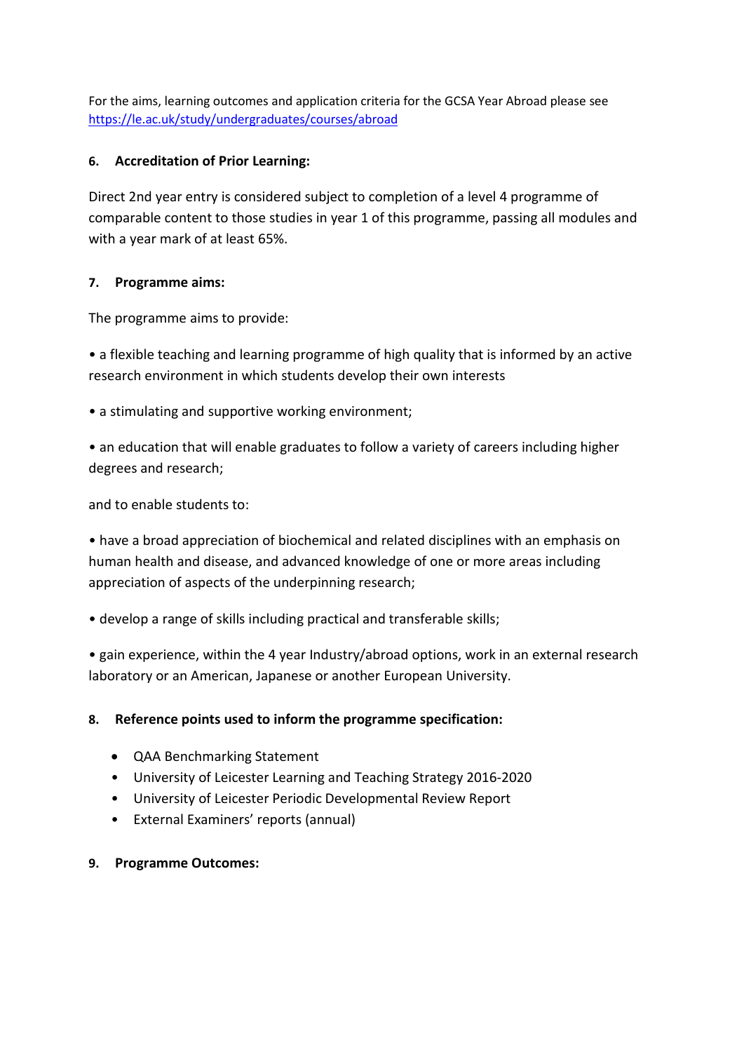For the aims, learning outcomes and application criteria for the GCSA Year Abroad please see https://le.ac.uk/study/undergraduates/courses/abroad

## 6. Accreditation of Prior Learning:

Direct 2nd year entry is considered subject to completion of a level 4 programme of comparable content to those studies in year 1 of this programme, passing all modules and with a year mark of at least 65%.

## 7. Programme aims:

The programme aims to provide:

• a flexible teaching and learning programme of high quality that is informed by an active research environment in which students develop their own interests

• a stimulating and supportive working environment;

• an education that will enable graduates to follow a variety of careers including higher degrees and research;

and to enable students to:

• have a broad appreciation of biochemical and related disciplines with an emphasis on human health and disease, and advanced knowledge of one or more areas including appreciation of aspects of the underpinning research;

• develop a range of skills including practical and transferable skills;

• gain experience, within the 4 year Industry/abroad options, work in an external research laboratory or an American, Japanese or another European University.

## 8. Reference points used to inform the programme specification:

- QAA Benchmarking Statement
- University of Leicester Learning and Teaching Strategy 2016-2020
- University of Leicester Periodic Developmental Review Report
- External Examiners' reports (annual)

## 9. Programme Outcomes: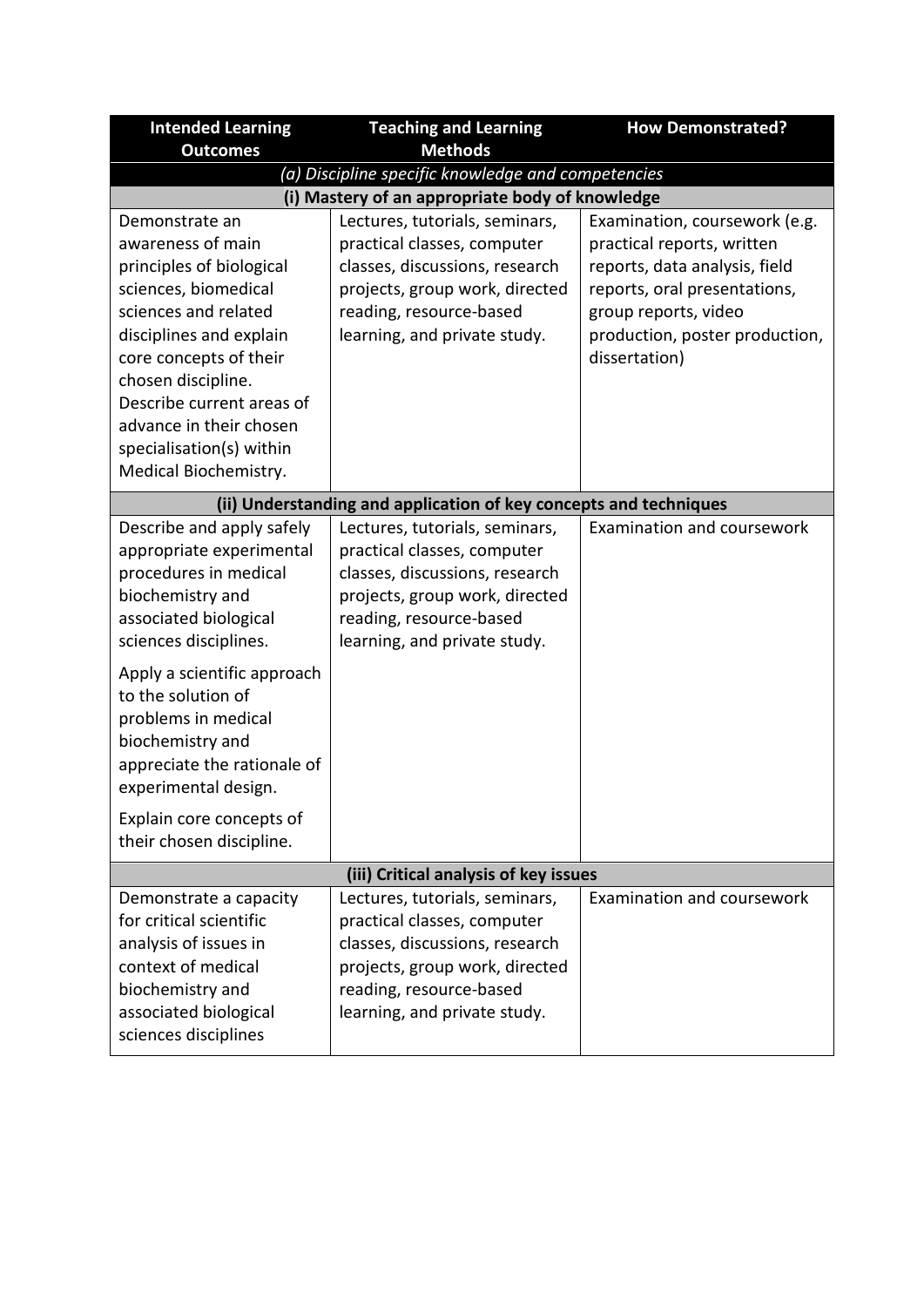| Intended Learning Outcomes | Teaching and Learning Methods | How Demonstrated? |
|---|---|---|
| *(a) Discipline specific knowledge and competencies* | | |
| **(i) Mastery of an appropriate body of knowledge** | | |
| Demonstrate an awareness of main principles of biological sciences, biomedical sciences and related disciplines and explain core concepts of their chosen discipline. Describe current areas of advance in their chosen specialisation(s) within Medical Biochemistry. | Lectures, tutorials, seminars, practical classes, computer classes, discussions, research projects, group work, directed reading, resource-based learning, and private study. | Examination, coursework (e.g. practical reports, written reports, data analysis, field reports, oral presentations, group reports, video production, poster production, dissertation) |
| **(ii) Understanding and application of key concepts and techniques** | | |
| Describe and apply safely appropriate experimental procedures in medical biochemistry and associated biological sciences disciplines.<br><br>Apply a scientific approach to the solution of problems in medical biochemistry and appreciate the rationale of experimental design.<br><br>Explain core concepts of their chosen discipline. | Lectures, tutorials, seminars, practical classes, computer classes, discussions, research projects, group work, directed reading, resource-based learning, and private study. | Examination and coursework |
| **(iii) Critical analysis of key issues** | | |
| Demonstrate a capacity for critical scientific analysis of issues in context of medical biochemistry and associated biological sciences disciplines | Lectures, tutorials, seminars, practical classes, computer classes, discussions, research projects, group work, directed reading, resource-based learning, and private study. | Examination and coursework |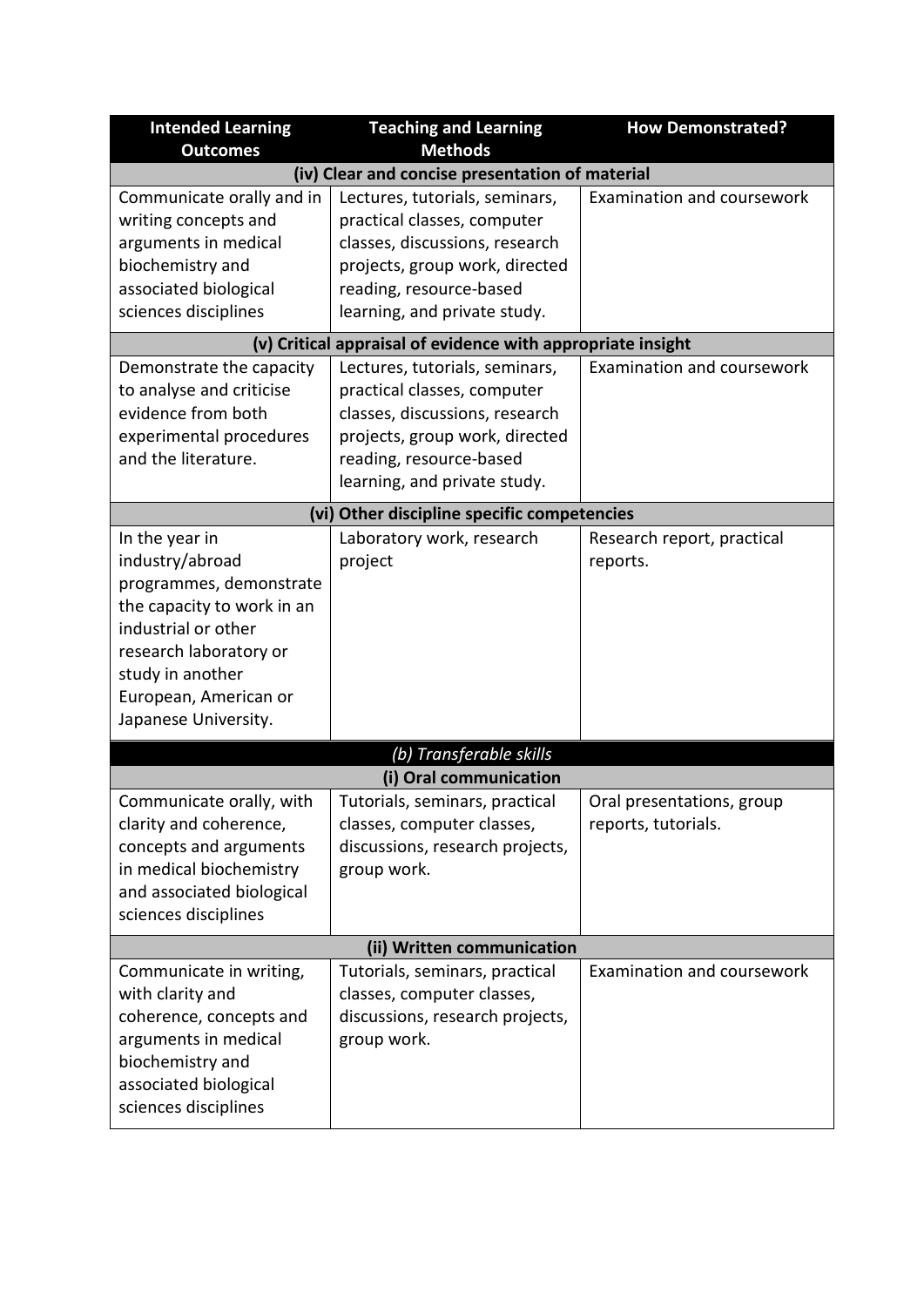| Intended Learning Outcomes | Teaching and Learning Methods | How Demonstrated? |
|---|---|---|
| **(iv) Clear and concise presentation of material** | | |
| Communicate orally and in writing concepts and arguments in medical biochemistry and associated biological sciences disciplines | Lectures, tutorials, seminars, practical classes, computer classes, discussions, research projects, group work, directed reading, resource-based learning, and private study. | Examination and coursework |
| **(v) Critical appraisal of evidence with appropriate insight** | | |
| Demonstrate the capacity to analyse and criticise evidence from both experimental procedures and the literature. | Lectures, tutorials, seminars, practical classes, computer classes, discussions, research projects, group work, directed reading, resource-based learning, and private study. | Examination and coursework |
| **(vi) Other discipline specific competencies** | | |
| In the year in industry/abroad programmes, demonstrate the capacity to work in an industrial or other research laboratory or study in another European, American or Japanese University. | Laboratory work, research project | Research report, practical reports. |
| ***(b) Transferable skills*** | | |
| **(i) Oral communication** | | |
| Communicate orally, with clarity and coherence, concepts and arguments in medical biochemistry and associated biological sciences disciplines | Tutorials, seminars, practical classes, computer classes, discussions, research projects, group work. | Oral presentations, group reports, tutorials. |
| **(ii) Written communication** | | |
| Communicate in writing, with clarity and coherence, concepts and arguments in medical biochemistry and associated biological sciences disciplines | Tutorials, seminars, practical classes, computer classes, discussions, research projects, group work. | Examination and coursework |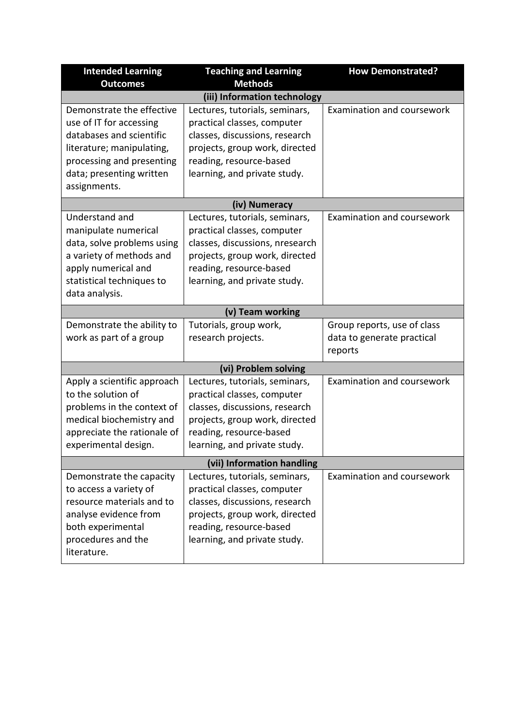| Intended Learning Outcomes | Teaching and Learning Methods | How Demonstrated? |
|---|---|---|
| **(iii) Information technology** | | |
| Demonstrate the effective use of IT for accessing databases and scientific literature; manipulating, processing and presenting data; presenting written assignments. | Lectures, tutorials, seminars, practical classes, computer classes, discussions, research projects, group work, directed reading, resource-based learning, and private study. | Examination and coursework |
| **(iv) Numeracy** | | |
| Understand and manipulate numerical data, solve problems using a variety of methods and apply numerical and statistical techniques to data analysis. | Lectures, tutorials, seminars, practical classes, computer classes, discussions, nresearch projects, group work, directed reading, resource-based learning, and private study. | Examination and coursework |
| **(v) Team working** | | |
| Demonstrate the ability to work as part of a group | Tutorials, group work, research projects. | Group reports, use of class data to generate practical reports |
| **(vi) Problem solving** | | |
| Apply a scientific approach to the solution of problems in the context of medical biochemistry and appreciate the rationale of experimental design. | Lectures, tutorials, seminars, practical classes, computer classes, discussions, research projects, group work, directed reading, resource-based learning, and private study. | Examination and coursework |
| **(vii) Information handling** | | |
| Demonstrate the capacity to access a variety of resource materials and to analyse evidence from both experimental procedures and the literature. | Lectures, tutorials, seminars, practical classes, computer classes, discussions, research projects, group work, directed reading, resource-based learning, and private study. | Examination and coursework |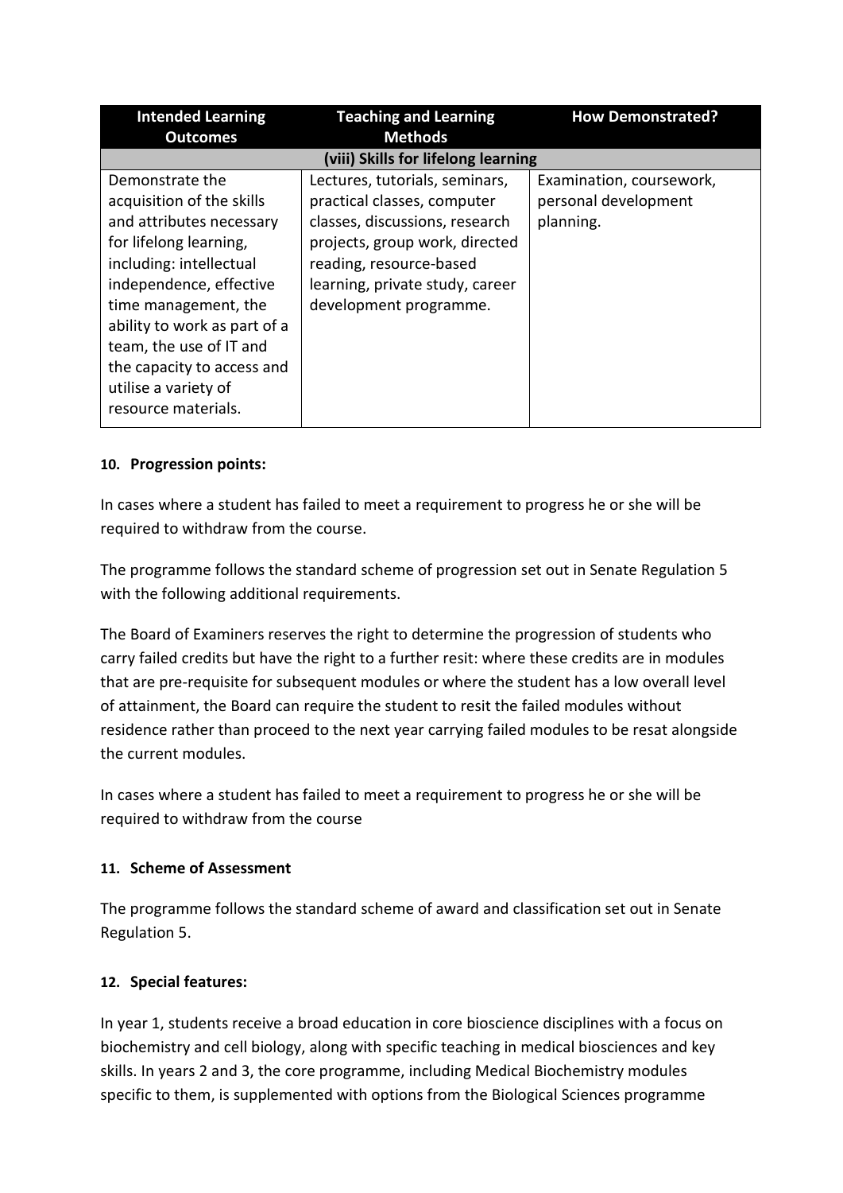| Intended Learning Outcomes | Teaching and Learning Methods | How Demonstrated? |
|---|---|---|
| **(viii) Skills for lifelong learning** | | |
| Demonstrate the acquisition of the skills and attributes necessary for lifelong learning, including: intellectual independence, effective time management, the ability to work as part of a team, the use of IT and the capacity to access and utilise a variety of resource materials. | Lectures, tutorials, seminars, practical classes, computer classes, discussions, research projects, group work, directed reading, resource-based learning, private study, career development programme. | Examination, coursework, personal development planning. |

**10. Progression points:**

In cases where a student has failed to meet a requirement to progress he or she will be required to withdraw from the course.

The programme follows the standard scheme of progression set out in Senate Regulation 5 with the following additional requirements.

The Board of Examiners reserves the right to determine the progression of students who carry failed credits but have the right to a further resit: where these credits are in modules that are pre-requisite for subsequent modules or where the student has a low overall level of attainment, the Board can require the student to resit the failed modules without residence rather than proceed to the next year carrying failed modules to be resat alongside the current modules.

In cases where a student has failed to meet a requirement to progress he or she will be required to withdraw from the course

**11. Scheme of Assessment**

The programme follows the standard scheme of award and classification set out in Senate Regulation 5.

**12. Special features:**

In year 1, students receive a broad education in core bioscience disciplines with a focus on biochemistry and cell biology, along with specific teaching in medical biosciences and key skills. In years 2 and 3, the core programme, including Medical Biochemistry modules specific to them, is supplemented with options from the Biological Sciences programme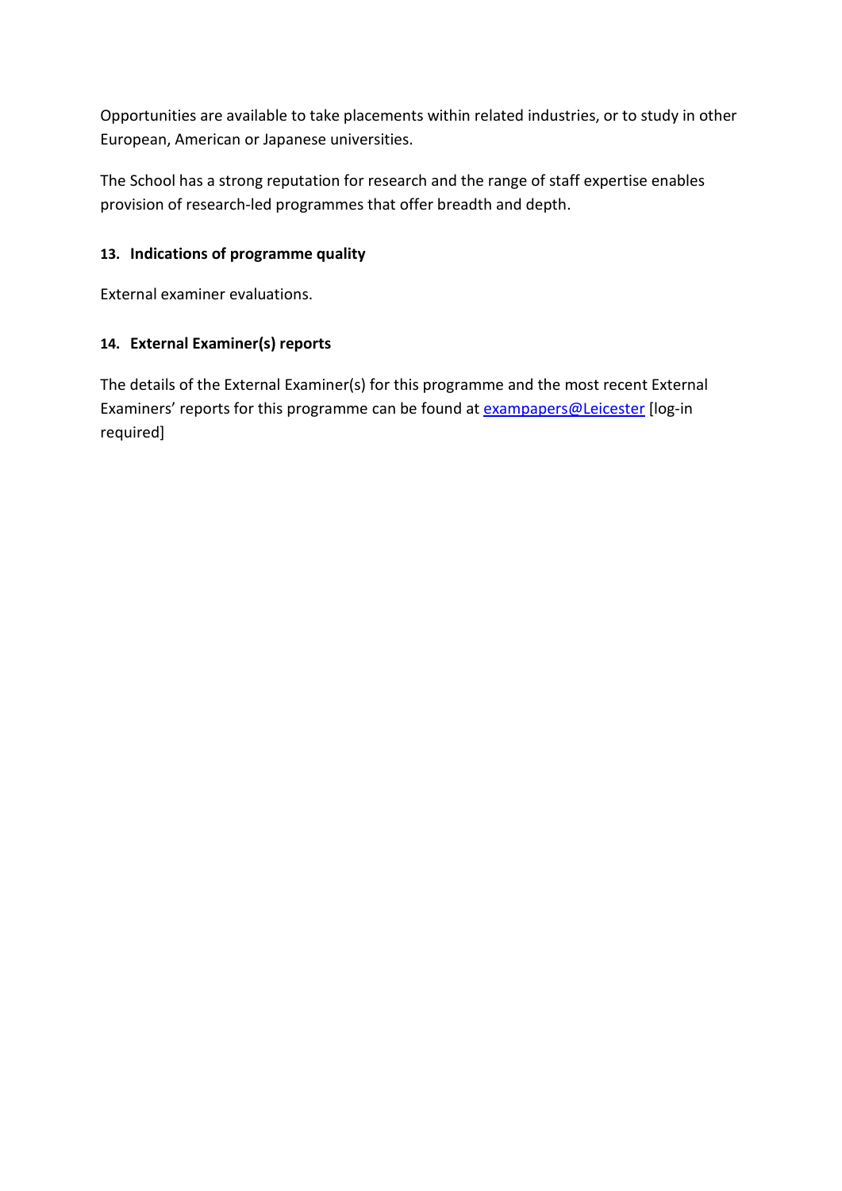Opportunities are available to take placements within related industries, or to study in other European, American or Japanese universities.

The School has a strong reputation for research and the range of staff expertise enables provision of research-led programmes that offer breadth and depth.

### 13. Indications of programme quality

External examiner evaluations.

### 14. External Examiner(s) reports

The details of the External Examiner(s) for this programme and the most recent External Examiners' reports for this programme can be found at exampapers@Leicester [log-in required]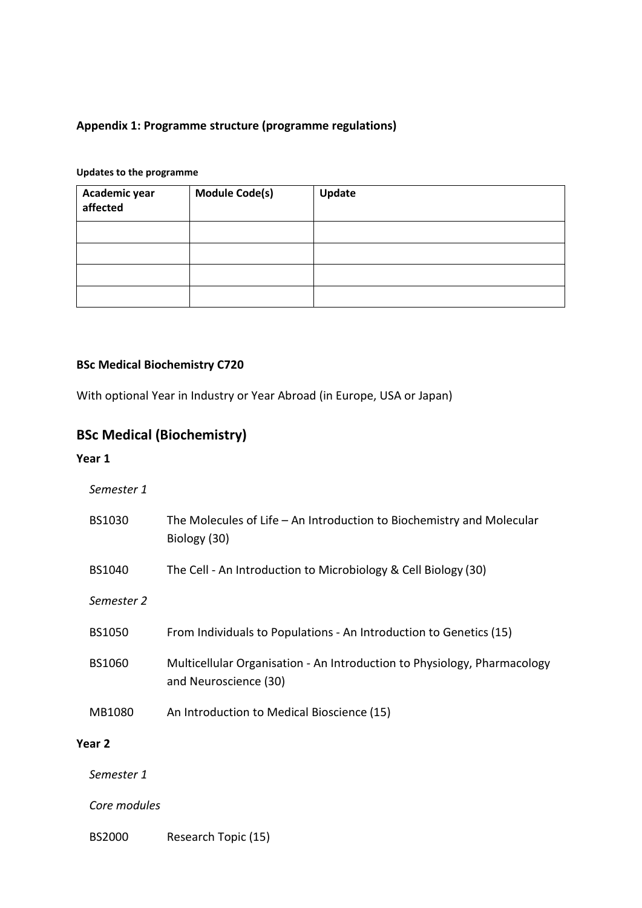**Appendix 1: Programme structure (programme regulations)**

**Updates to the programme**

| Academic year affected | Module Code(s) | Update |
|---|---|---|
| | | |
| | | |
| | | |
| | | |

**BSc Medical Biochemistry C720**

With optional Year in Industry or Year Abroad (in Europe, USA or Japan)

## BSc Medical (Biochemistry)

**Year 1**

*Semester 1*

BS1030 The Molecules of Life – An Introduction to Biochemistry and Molecular Biology (30)

BS1040 The Cell - An Introduction to Microbiology & Cell Biology (30)

*Semester 2*

BS1050 From Individuals to Populations - An Introduction to Genetics (15)

BS1060 Multicellular Organisation - An Introduction to Physiology, Pharmacology and Neuroscience (30)

MB1080 An Introduction to Medical Bioscience (15)

**Year 2**

*Semester 1*

*Core modules*

BS2000 Research Topic (15)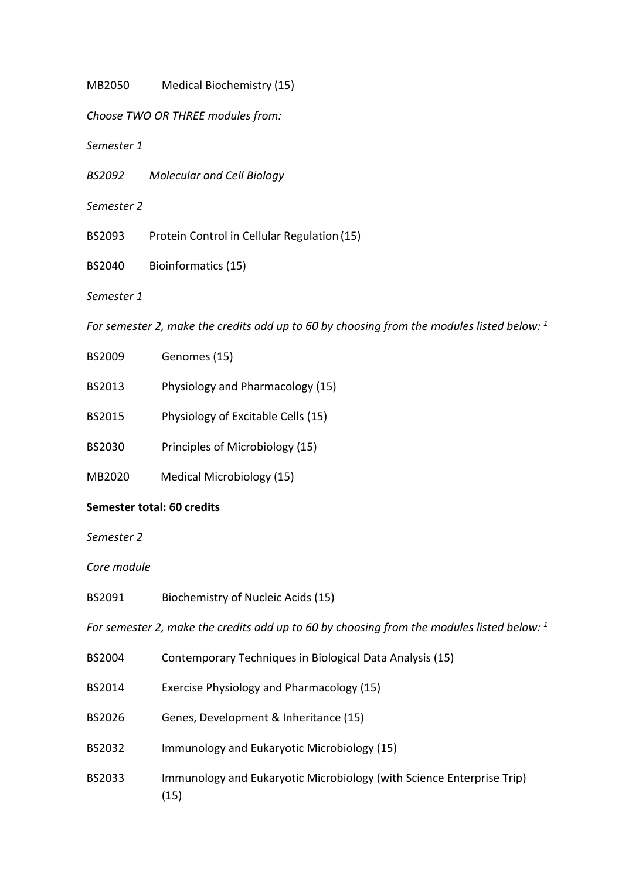MB2050 Medical Biochemistry (15)

*Choose TWO OR THREE modules from:*

*Semester 1*

*BS2092 Molecular and Cell Biology*

*Semester 2*

BS2093 Protein Control in Cellular Regulation (15)

BS2040 Bioinformatics (15)

*Semester 1*

*For semester 2, make the credits add up to 60 by choosing from the modules listed below: [1]*

BS2009 Genomes (15)

BS2013 Physiology and Pharmacology (15)

BS2015 Physiology of Excitable Cells (15)

BS2030 Principles of Microbiology (15)

MB2020 Medical Microbiology (15)

**Semester total: 60 credits**

*Semester 2*

*Core module*

BS2091 Biochemistry of Nucleic Acids (15)

*For semester 2, make the credits add up to 60 by choosing from the modules listed below: [1]*

BS2004 Contemporary Techniques in Biological Data Analysis (15)

BS2014 Exercise Physiology and Pharmacology (15)

BS2026 Genes, Development & Inheritance (15)

BS2032 Immunology and Eukaryotic Microbiology (15)

BS2033 Immunology and Eukaryotic Microbiology (with Science Enterprise Trip) (15)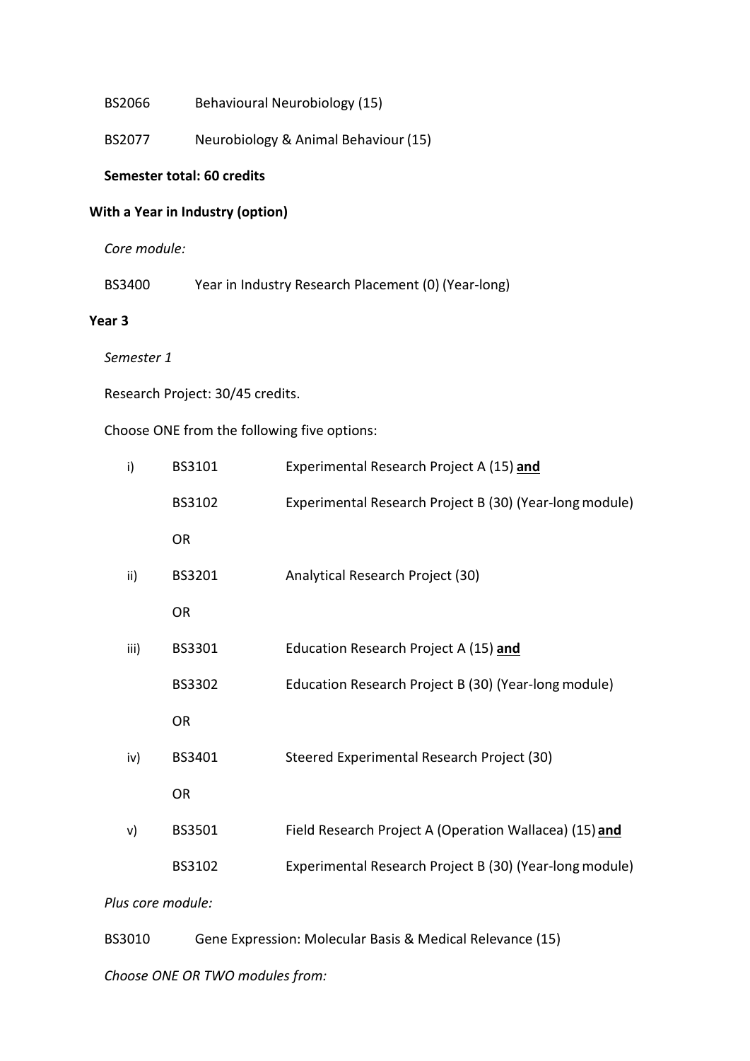BS2066 Behavioural Neurobiology (15)

BS2077 Neurobiology & Animal Behaviour (15)

**Semester total: 60 credits**

**With a Year in Industry (option)**

*Core module:*

BS3400 Year in Industry Research Placement (0) (Year-long)

**Year 3**

*Semester 1*

Research Project: 30/45 credits.

Choose ONE from the following five options:

| | | |
|---|---|---|
| i) | BS3101 | Experimental Research Project A (15) **and** |
| | BS3102 | Experimental Research Project B (30) (Year-long module) |
| | OR | |
| ii) | BS3201 | Analytical Research Project (30) |
| | OR | |
| iii) | BS3301 | Education Research Project A (15) **and** |
| | BS3302 | Education Research Project B (30) (Year-long module) |
| | OR | |
| iv) | BS3401 | Steered Experimental Research Project (30) |
| | OR | |
| v) | BS3501 | Field Research Project A (Operation Wallacea) (15) **and** |
| | BS3102 | Experimental Research Project B (30) (Year-long module) |

*Plus core module:*

BS3010 Gene Expression: Molecular Basis & Medical Relevance (15)

*Choose ONE OR TWO modules from:*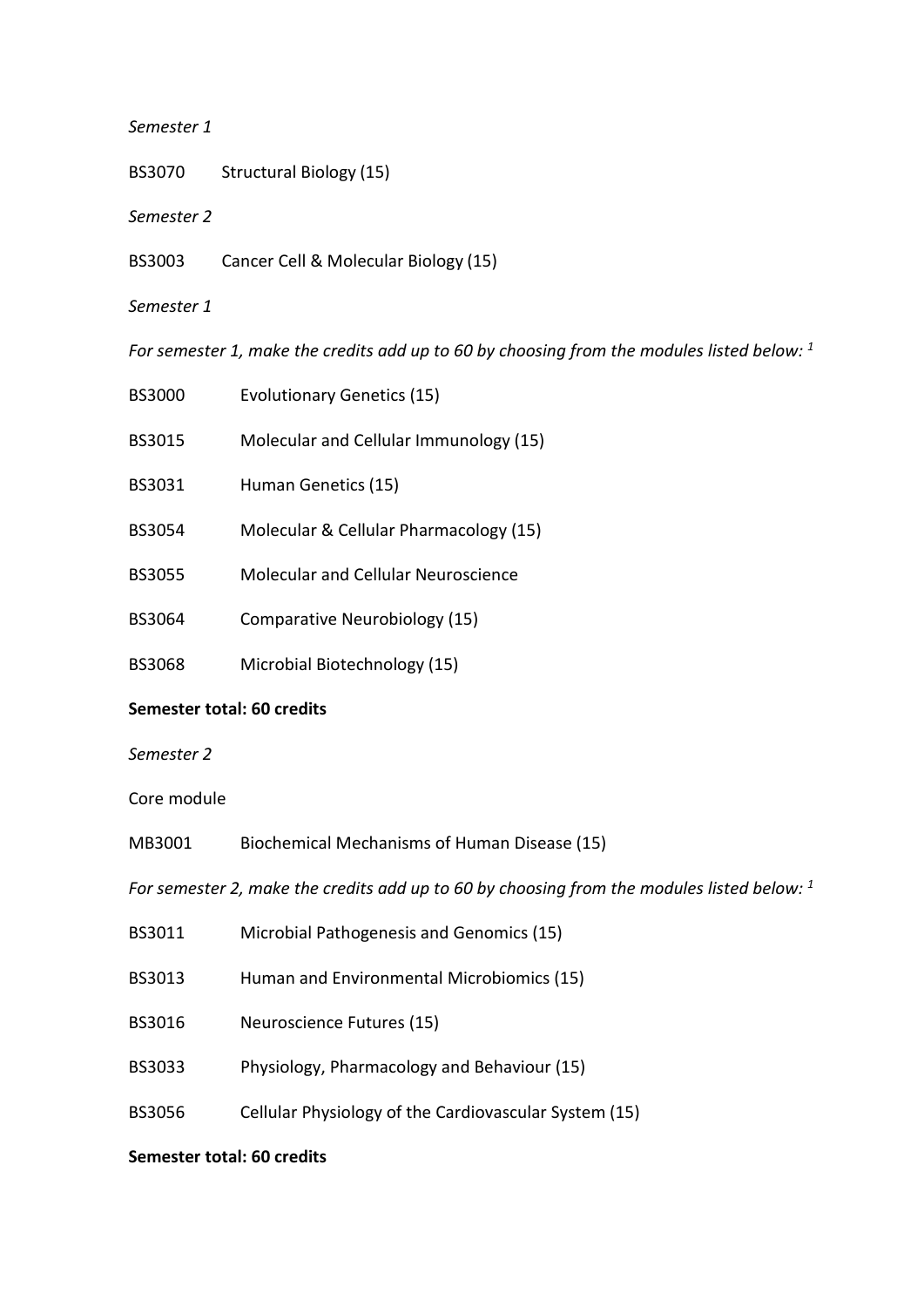*Semester 1*

BS3070 Structural Biology (15)

*Semester 2*

BS3003 Cancer Cell & Molecular Biology (15)

*Semester 1*

*For semester 1, make the credits add up to 60 by choosing from the modules listed below:* [1]

BS3000 Evolutionary Genetics (15)

BS3015 Molecular and Cellular Immunology (15)

BS3031 Human Genetics (15)

BS3054 Molecular & Cellular Pharmacology (15)

BS3055 Molecular and Cellular Neuroscience

BS3064 Comparative Neurobiology (15)

BS3068 Microbial Biotechnology (15)

**Semester total: 60 credits**

*Semester 2*

Core module

MB3001 Biochemical Mechanisms of Human Disease (15)

*For semester 2, make the credits add up to 60 by choosing from the modules listed below:* [1]

BS3011 Microbial Pathogenesis and Genomics (15)

BS3013 Human and Environmental Microbiomics (15)

BS3016 Neuroscience Futures (15)

BS3033 Physiology, Pharmacology and Behaviour (15)

BS3056 Cellular Physiology of the Cardiovascular System (15)

**Semester total: 60 credits**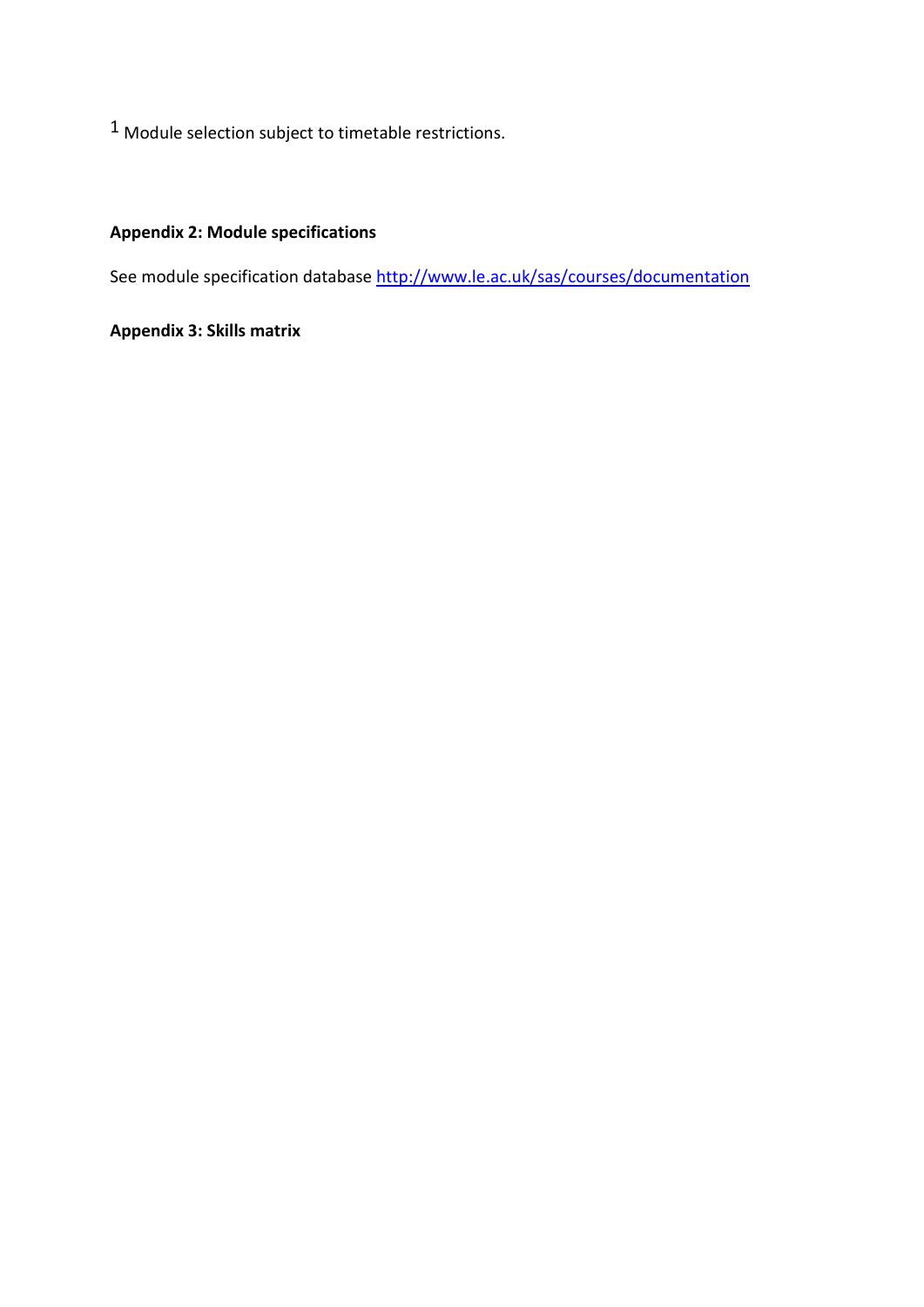[1] Module selection subject to timetable restrictions.

**Appendix 2: Module specifications**

See module specification database http://www.le.ac.uk/sas/courses/documentation

**Appendix 3: Skills matrix**